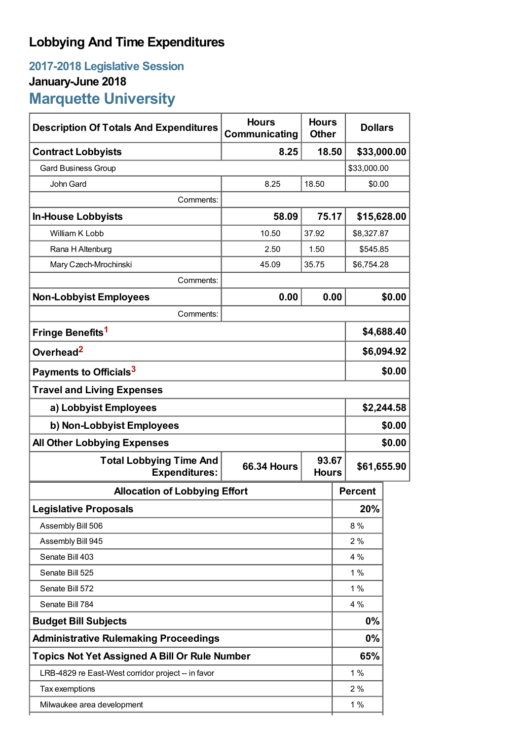# Lobbying And Time Expenditures

## 2017-2018 Legislative Session

### January-June 2018

## Marquette University

| Description Of Totals And Expenditures | Hours Communicating | Hours Other | Dollars |
|---|---|---|---|
| **Contract Lobbyists** | **8.25** | **18.50** | **$33,000.00** |
| Gard Business Group | | | $33,000.00 |
| John Gard | 8.25 | 18.50 | $0.00 |
| Comments: | | | |
| **In-House Lobbyists** | **58.09** | **75.17** | **$15,628.00** |
| William K Lobb | 10.50 | 37.92 | $8,327.87 |
| Rana H Altenburg | 2.50 | 1.50 | $545.85 |
| Mary Czech-Mrochinski | 45.09 | 35.75 | $6,754.28 |
| Comments: | | | |
| **Non-Lobbyist Employees** | **0.00** | **0.00** | **$0.00** |
| Comments: | | | |
| **Fringe Benefits**[1] | | | **$4,688.40** |
| **Overhead**[2] | | | **$6,094.92** |
| **Payments to Officials**[3] | | | **$0.00** |
| **Travel and Living Expenses** | | | |
| **a) Lobbyist Employees** | | | **$2,244.58** |
| **b) Non-Lobbyist Employees** | | | **$0.00** |
| **All Other Lobbying Expenses** | | | **$0.00** |
| **Total Lobbying Time And Expenditures:** | **66.34 Hours** | **93.67 Hours** | **$61,655.90** |

| Allocation of Lobbying Effort | Percent |
|---|---|
| **Legislative Proposals** | **20%** |
| Assembly Bill 506 | 8 % |
| Assembly Bill 945 | 2 % |
| Senate Bill 403 | 4 % |
| Senate Bill 525 | 1 % |
| Senate Bill 572 | 1 % |
| Senate Bill 784 | 4 % |
| **Budget Bill Subjects** | **0%** |
| **Administrative Rulemaking Proceedings** | **0%** |
| **Topics Not Yet Assigned A Bill Or Rule Number** | **65%** |
| LRB-4829 re East-West corridor project -- in favor | 1 % |
| Tax exemptions | 2 % |
| Milwaukee area development | 1 % |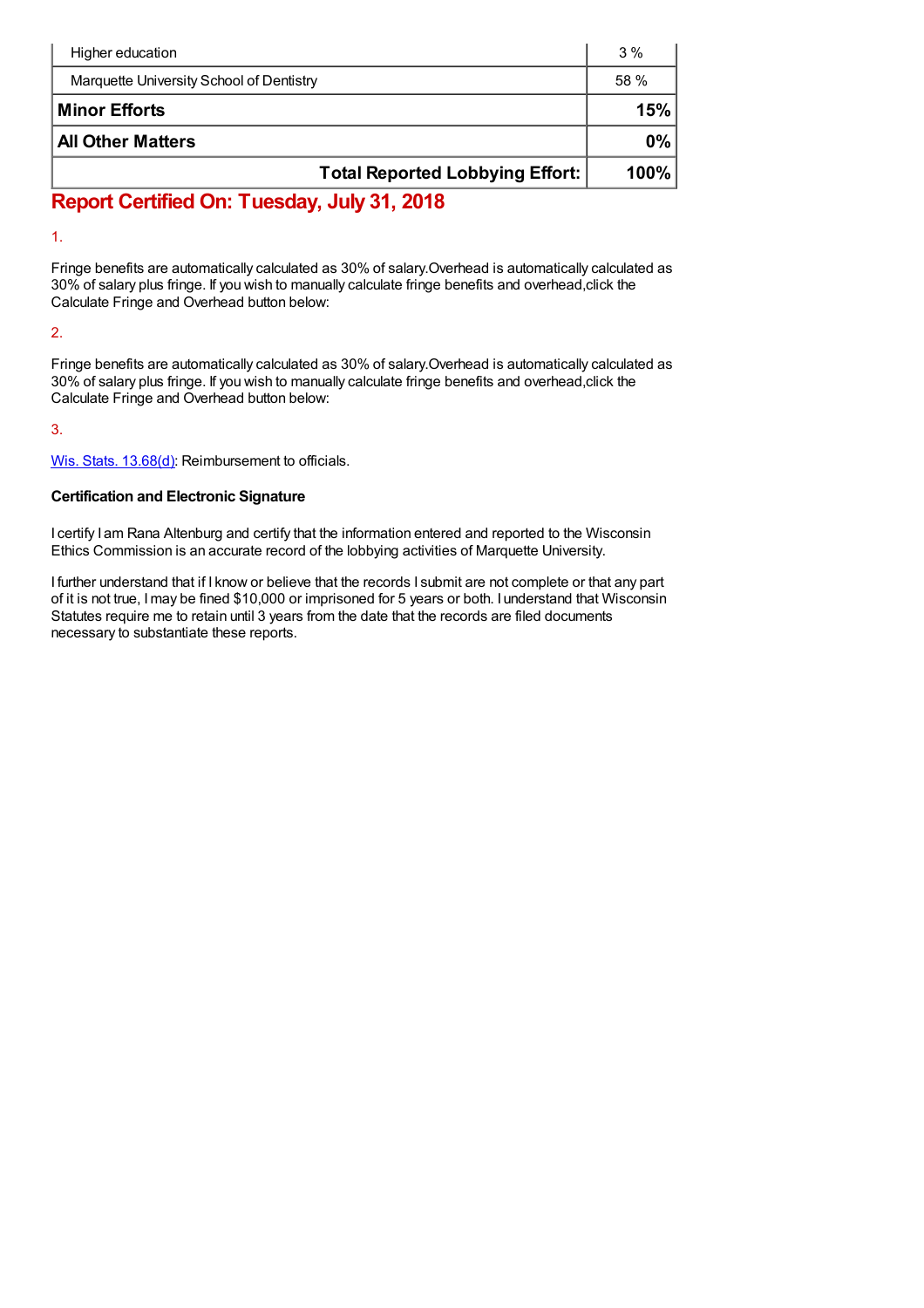| | |
|---|---|
| Higher education | 3 % |
| Marquette University School of Dentistry | 58 % |
| **Minor Efforts** | **15%** |
| **All Other Matters** | **0%** |
| **Total Reported Lobbying Effort:** | **100%** |

## Report Certified On: Tuesday, July 31, 2018

1.

Fringe benefits are automatically calculated as 30% of salary.Overhead is automatically calculated as 30% of salary plus fringe. If you wish to manually calculate fringe benefits and overhead,click the Calculate Fringe and Overhead button below:

2.

Fringe benefits are automatically calculated as 30% of salary.Overhead is automatically calculated as 30% of salary plus fringe. If you wish to manually calculate fringe benefits and overhead,click the Calculate Fringe and Overhead button below:

3.

Wis. Stats. 13.68(d): Reimbursement to officials.

**Certification and Electronic Signature**

I certify I am Rana Altenburg and certify that the information entered and reported to the Wisconsin Ethics Commission is an accurate record of the lobbying activities of Marquette University.

I further understand that if I know or believe that the records I submit are not complete or that any part of it is not true, I may be fined $10,000 or imprisoned for 5 years or both. I understand that Wisconsin Statutes require me to retain until 3 years from the date that the records are filed documents necessary to substantiate these reports.